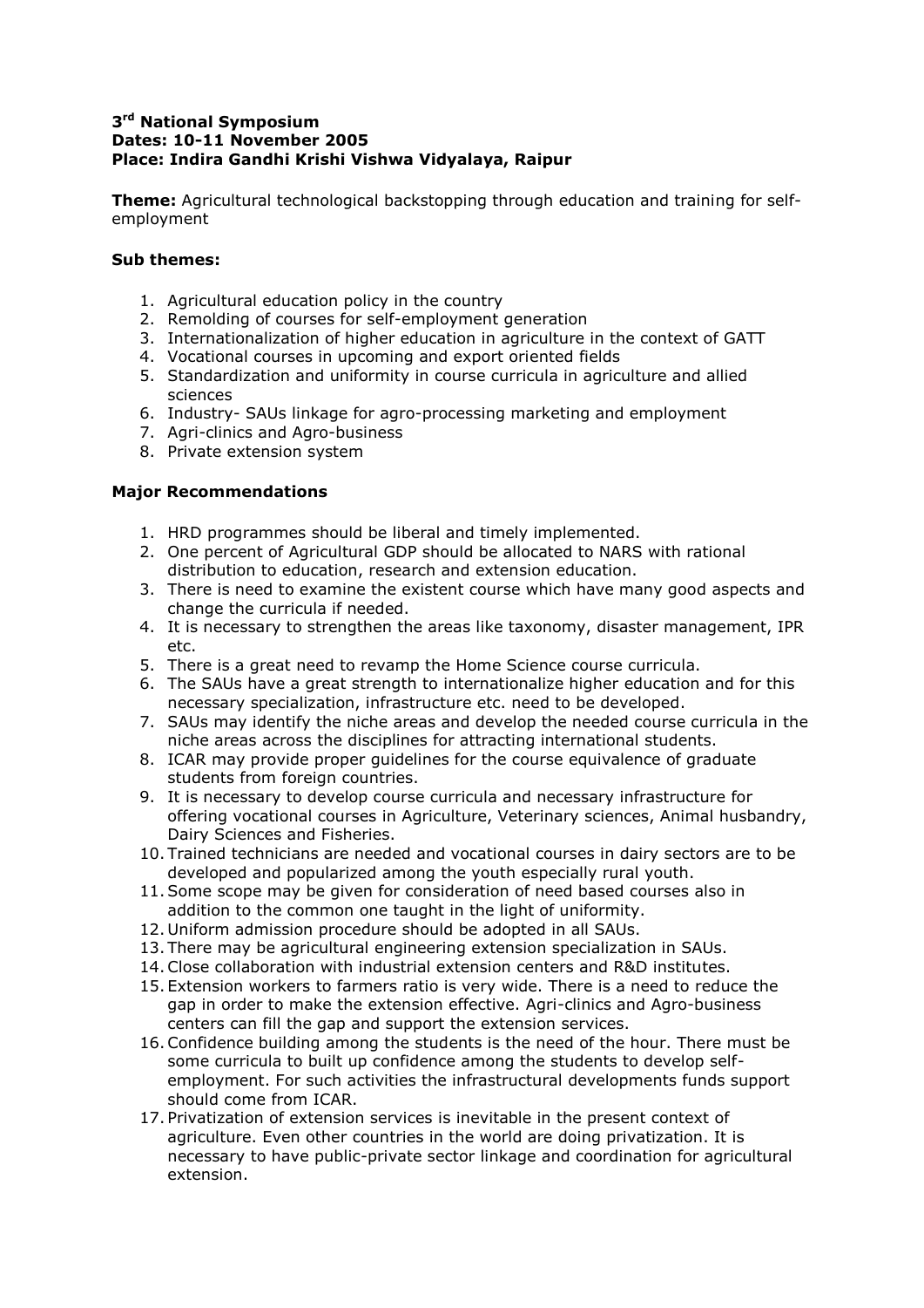**3rd National Symposium**
**Dates: 10-11 November 2005**
**Place: Indira Gandhi Krishi Vishwa Vidyalaya, Raipur**

**Theme:** Agricultural technological backstopping through education and training for self-employment

**Sub themes:**

1. Agricultural education policy in the country
2. Remolding of courses for self-employment generation
3. Internationalization of higher education in agriculture in the context of GATT
4. Vocational courses in upcoming and export oriented fields
5. Standardization and uniformity in course curricula in agriculture and allied sciences
6. Industry- SAUs linkage for agro-processing marketing and employment
7. Agri-clinics and Agro-business
8. Private extension system

**Major Recommendations**

1. HRD programmes should be liberal and timely implemented.
2. One percent of Agricultural GDP should be allocated to NARS with rational distribution to education, research and extension education.
3. There is need to examine the existent course which have many good aspects and change the curricula if needed.
4. It is necessary to strengthen the areas like taxonomy, disaster management, IPR etc.
5. There is a great need to revamp the Home Science course curricula.
6. The SAUs have a great strength to internationalize higher education and for this necessary specialization, infrastructure etc. need to be developed.
7. SAUs may identify the niche areas and develop the needed course curricula in the niche areas across the disciplines for attracting international students.
8. ICAR may provide proper guidelines for the course equivalence of graduate students from foreign countries.
9. It is necessary to develop course curricula and necessary infrastructure for offering vocational courses in Agriculture, Veterinary sciences, Animal husbandry, Dairy Sciences and Fisheries.
10. Trained technicians are needed and vocational courses in dairy sectors are to be developed and popularized among the youth especially rural youth.
11. Some scope may be given for consideration of need based courses also in addition to the common one taught in the light of uniformity.
12. Uniform admission procedure should be adopted in all SAUs.
13. There may be agricultural engineering extension specialization in SAUs.
14. Close collaboration with industrial extension centers and R&D institutes.
15. Extension workers to farmers ratio is very wide. There is a need to reduce the gap in order to make the extension effective. Agri-clinics and Agro-business centers can fill the gap and support the extension services.
16. Confidence building among the students is the need of the hour. There must be some curricula to built up confidence among the students to develop self-employment. For such activities the infrastructural developments funds support should come from ICAR.
17. Privatization of extension services is inevitable in the present context of agriculture. Even other countries in the world are doing privatization. It is necessary to have public-private sector linkage and coordination for agricultural extension.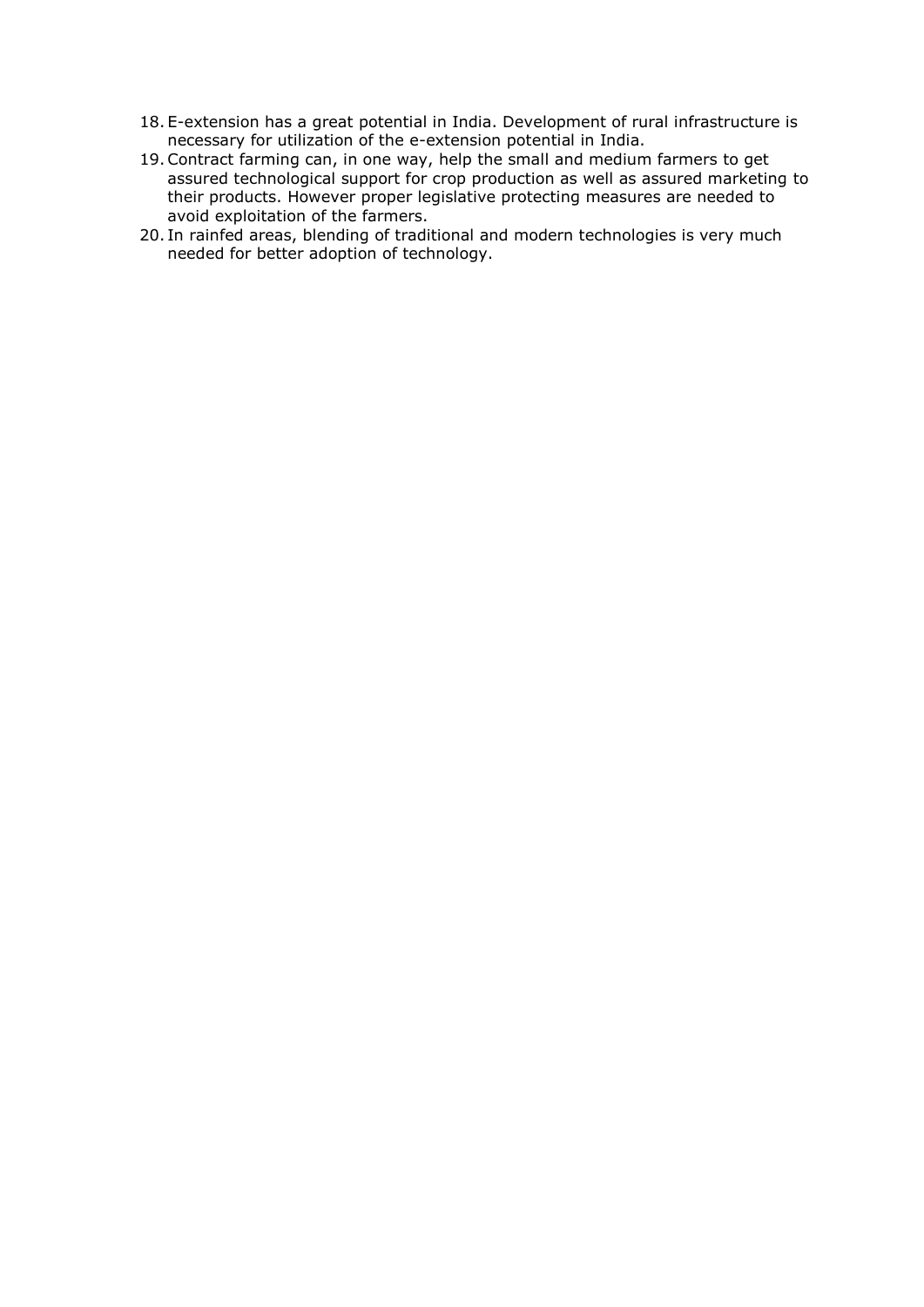18. E-extension has a great potential in India. Development of rural infrastructure is necessary for utilization of the e-extension potential in India.
19. Contract farming can, in one way, help the small and medium farmers to get assured technological support for crop production as well as assured marketing to their products. However proper legislative protecting measures are needed to avoid exploitation of the farmers.
20. In rainfed areas, blending of traditional and modern technologies is very much needed for better adoption of technology.